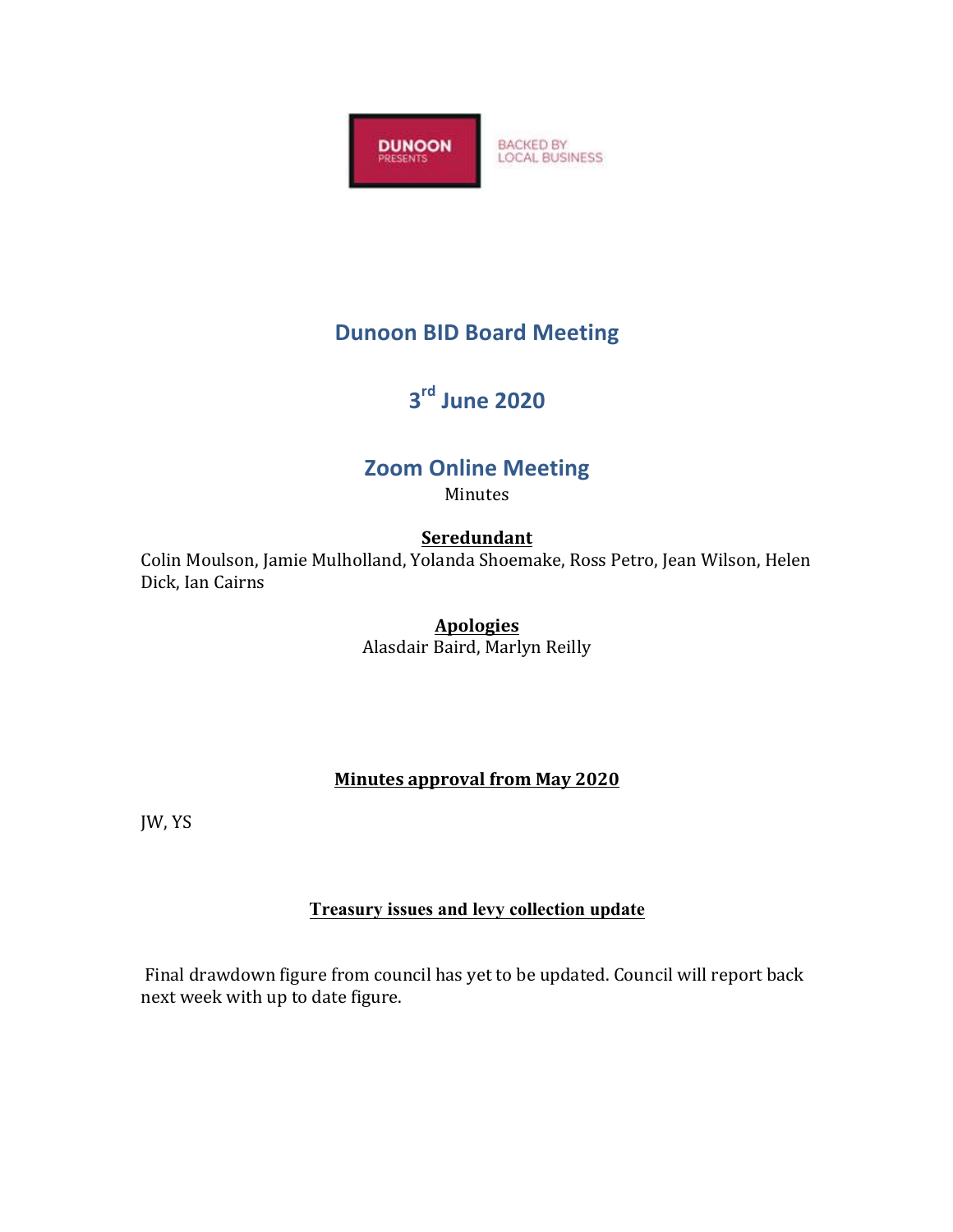DUNOON PRESENTS

BACKED BY LOCAL BUSINESS

# Dunoon BID Board Meeting

## 3rd June 2020

## Zoom Online Meeting

Minutes

**Seredundant**

Colin Moulson, Jamie Mulholland, Yolanda Shoemake, Ross Petro, Jean Wilson, Helen Dick, Ian Cairns

**Apologies**

Alasdair Baird, Marlyn Reilly

**Minutes approval from May 2020**

JW, YS

**Treasury issues and levy collection update**

Final drawdown figure from council has yet to be updated. Council will report back next week with up to date figure.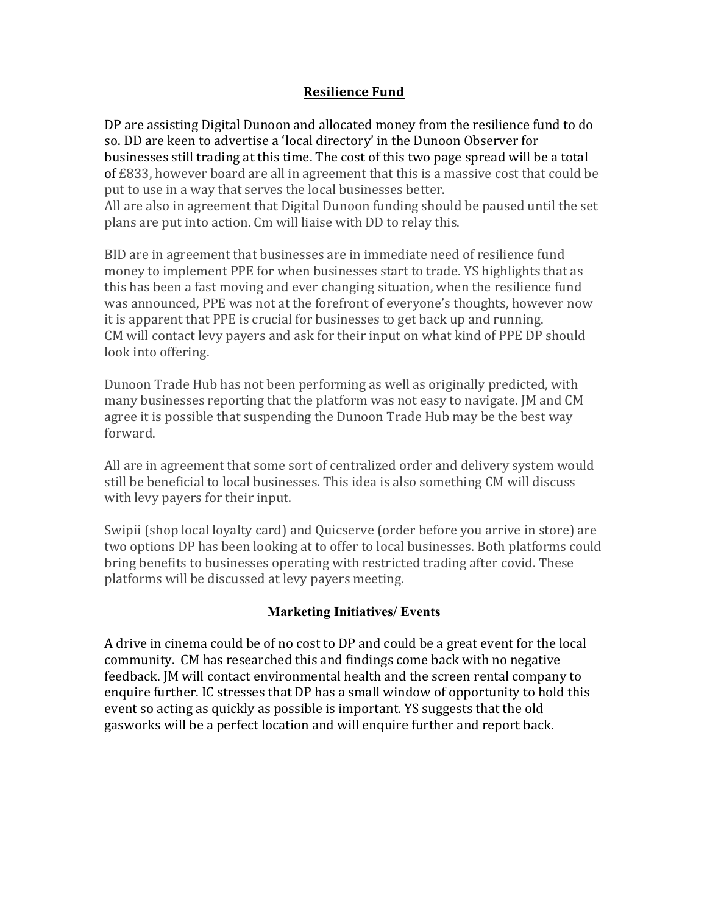## Resilience Fund

DP are assisting Digital Dunoon and allocated money from the resilience fund to do so. DD are keen to advertise a 'local directory' in the Dunoon Observer for businesses still trading at this time. The cost of this two page spread will be a total of £833, however board are all in agreement that this is a massive cost that could be put to use in a way that serves the local businesses better.
All are also in agreement that Digital Dunoon funding should be paused until the set plans are put into action. Cm will liaise with DD to relay this.

BID are in agreement that businesses are in immediate need of resilience fund money to implement PPE for when businesses start to trade. YS highlights that as this has been a fast moving and ever changing situation, when the resilience fund was announced, PPE was not at the forefront of everyone's thoughts, however now it is apparent that PPE is crucial for businesses to get back up and running.
CM will contact levy payers and ask for their input on what kind of PPE DP should look into offering.

Dunoon Trade Hub has not been performing as well as originally predicted, with many businesses reporting that the platform was not easy to navigate. JM and CM agree it is possible that suspending the Dunoon Trade Hub may be the best way forward.

All are in agreement that some sort of centralized order and delivery system would still be beneficial to local businesses. This idea is also something CM will discuss with levy payers for their input.

Swipii (shop local loyalty card) and Quicserve (order before you arrive in store) are two options DP has been looking at to offer to local businesses. Both platforms could bring benefits to businesses operating with restricted trading after covid. These platforms will be discussed at levy payers meeting.

## Marketing Initiatives/ Events

A drive in cinema could be of no cost to DP and could be a great event for the local community. CM has researched this and findings come back with no negative feedback. JM will contact environmental health and the screen rental company to enquire further. IC stresses that DP has a small window of opportunity to hold this event so acting as quickly as possible is important. YS suggests that the old gasworks will be a perfect location and will enquire further and report back.